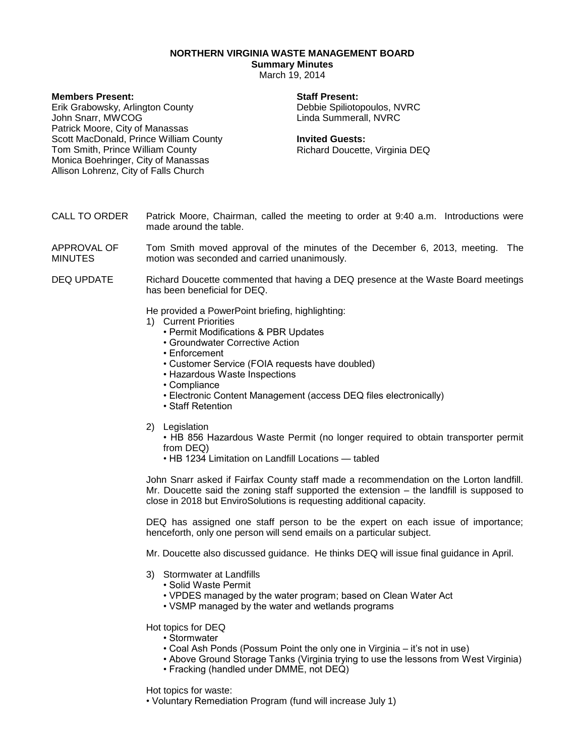**NORTHERN VIRGINIA WASTE MANAGEMENT BOARD**
**Summary Minutes**
March 19, 2014

**Members Present:**
Erik Grabowsky, Arlington County
John Snarr, MWCOG
Patrick Moore, City of Manassas
Scott MacDonald, Prince William County
Tom Smith, Prince William County
Monica Boehringer, City of Manassas
Allison Lohrenz, City of Falls Church

**Staff Present:**
Debbie Spiliotopoulos, NVRC
Linda Summerall, NVRC

**Invited Guests:**
Richard Doucette, Virginia DEQ

CALL TO ORDER

Patrick Moore, Chairman, called the meeting to order at 9:40 a.m. Introductions were made around the table.

APPROVAL OF MINUTES

Tom Smith moved approval of the minutes of the December 6, 2013, meeting. The motion was seconded and carried unanimously.

DEQ UPDATE

Richard Doucette commented that having a DEQ presence at the Waste Board meetings has been beneficial for DEQ.

He provided a PowerPoint briefing, highlighting:

1) Current Priorities
   - Permit Modifications & PBR Updates
   - Groundwater Corrective Action
   - Enforcement
   - Customer Service (FOIA requests have doubled)
   - Hazardous Waste Inspections
   - Compliance
   - Electronic Content Management (access DEQ files electronically)
   - Staff Retention

2) Legislation
   - HB 856 Hazardous Waste Permit (no longer required to obtain transporter permit from DEQ)
   - HB 1234 Limitation on Landfill Locations — tabled

John Snarr asked if Fairfax County staff made a recommendation on the Lorton landfill. Mr. Doucette said the zoning staff supported the extension – the landfill is supposed to close in 2018 but EnviroSolutions is requesting additional capacity.

DEQ has assigned one staff person to be the expert on each issue of importance; henceforth, only one person will send emails on a particular subject.

Mr. Doucette also discussed guidance. He thinks DEQ will issue final guidance in April.

3) Stormwater at Landfills
   - Solid Waste Permit
   - VPDES managed by the water program; based on Clean Water Act
   - VSMP managed by the water and wetlands programs

Hot topics for DEQ
- Stormwater
- Coal Ash Ponds (Possum Point the only one in Virginia – it's not in use)
- Above Ground Storage Tanks (Virginia trying to use the lessons from West Virginia)
- Fracking (handled under DMME, not DEQ)

Hot topics for waste:
- Voluntary Remediation Program (fund will increase July 1)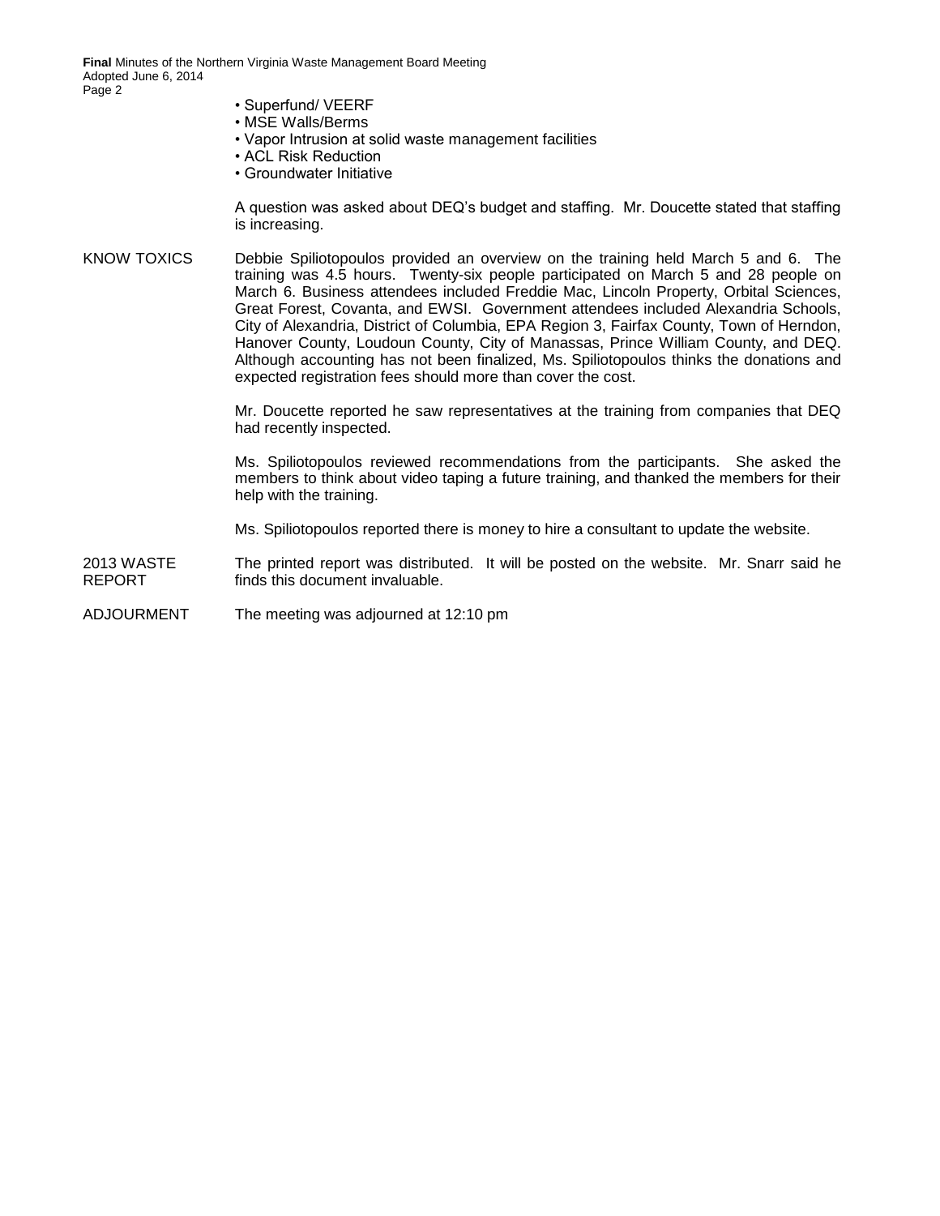- Superfund/ VEERF
- MSE Walls/Berms
- Vapor Intrusion at solid waste management facilities
- ACL Risk Reduction
- Groundwater Initiative

A question was asked about DEQ's budget and staffing. Mr. Doucette stated that staffing is increasing.

**KNOW TOXICS**

Debbie Spiliotopoulos provided an overview on the training held March 5 and 6. The training was 4.5 hours. Twenty-six people participated on March 5 and 28 people on March 6. Business attendees included Freddie Mac, Lincoln Property, Orbital Sciences, Great Forest, Covanta, and EWSI. Government attendees included Alexandria Schools, City of Alexandria, District of Columbia, EPA Region 3, Fairfax County, Town of Herndon, Hanover County, Loudoun County, City of Manassas, Prince William County, and DEQ. Although accounting has not been finalized, Ms. Spiliotopoulos thinks the donations and expected registration fees should more than cover the cost.

Mr. Doucette reported he saw representatives at the training from companies that DEQ had recently inspected.

Ms. Spiliotopoulos reviewed recommendations from the participants. She asked the members to think about video taping a future training, and thanked the members for their help with the training.

Ms. Spiliotopoulos reported there is money to hire a consultant to update the website.

**2013 WASTE REPORT**

The printed report was distributed. It will be posted on the website. Mr. Snarr said he finds this document invaluable.

**ADJOURMENT**

The meeting was adjourned at 12:10 pm